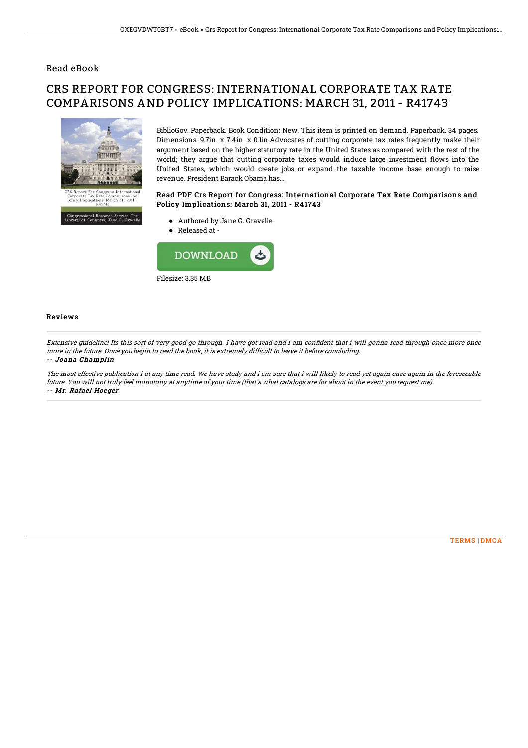## Read eBook

# CRS REPORT FOR CONGRESS: INTERNATIONAL CORPORATE TAX RATE COMPARISONS AND POLICY IMPLICATIONS: MARCH 31, 2011 - R41743

BiblioGov. Paperback. Book Condition: New. This item is printed on demand. Paperback. 34 pages. Dimensions: 9.7in. x 7.4in. x 0.1in.Advocates of cutting corporate tax rates frequently make their argument based on the higher statutory rate in the United States as compared with the rest of the world; they argue that cutting corporate taxes would induce large investment flows into the United States, which would create jobs or expand the taxable income base enough to raise revenue. President Barack Obama has...

### Read PDF Crs Report for Congress: International Corporate Tax Rate Comparisons and Policy Implications: March 31, 2011 - R41743

- Authored by Jane G. Gravelle
- Released at -

Filesize: 3.35 MB

### Reviews

*Extensive guideline! Its this sort of very good go through. I have got read and i am confident that i will gonna read through once more once more in the future. Once you begin to read the book, it is extremely difficult to leave it before concluding.*

*-- Joana Champlin*

*The most effective publication i at any time read. We have study and i am sure that i will likely to read yet again once again in the foreseeable future. You will not truly feel monotony at anytime of your time (that's what catalogs are for about in the event you request me).*

*-- Mr. Rafael Hoeger*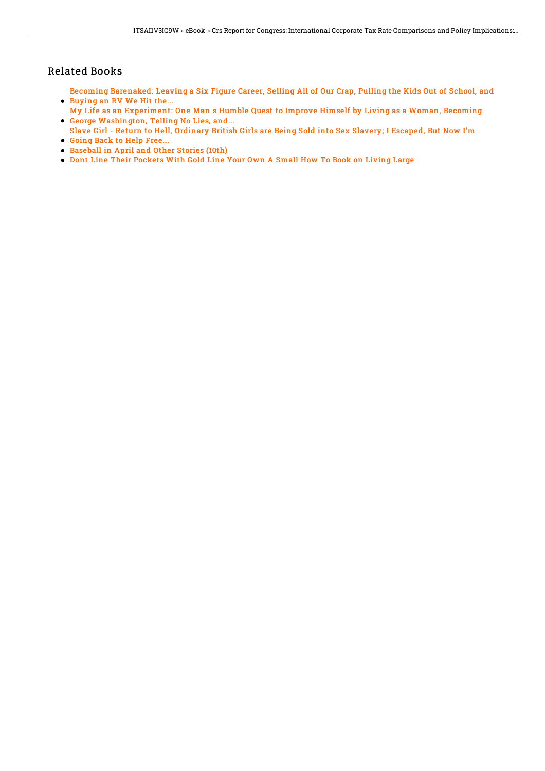## Related Books

- Becoming Barenaked: Leaving a Six Figure Career, Selling All of Our Crap, Pulling the Kids Out of School, and Buying an RV We Hit the...
- My Life as an Experiment: One Man s Humble Quest to Improve Himself by Living as a Woman, Becoming George Washington, Telling No Lies, and...
- Slave Girl - Return to Hell, Ordinary British Girls are Being Sold into Sex Slavery; I Escaped, But Now I'm Going Back to Help Free...
- Baseball in April and Other Stories (10th)
- Dont Line Their Pockets With Gold Line Your Own A Small How To Book on Living Large